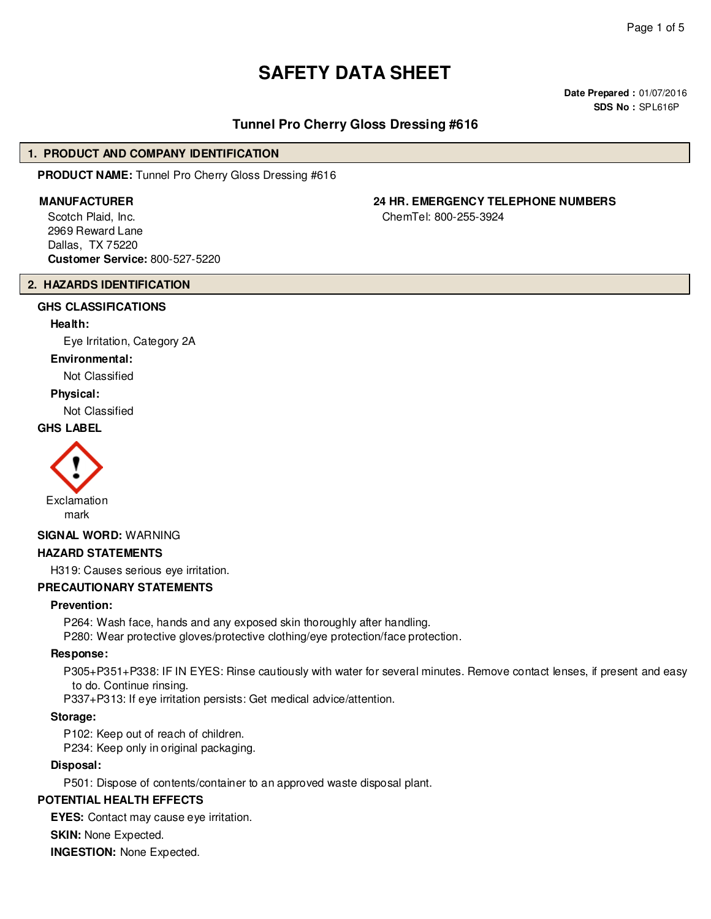# SAFETY DATA SHEET

**Date Prepared :** 01/07/2016
**SDS No :** SPL616P

## Tunnel Pro Cherry Gloss Dressing #616

## 1. PRODUCT AND COMPANY IDENTIFICATION

**PRODUCT NAME:** Tunnel Pro Cherry Gloss Dressing #616

**MANUFACTURER**
Scotch Plaid, Inc.
2969 Reward Lane
Dallas, TX 75220
**Customer Service:** 800-527-5220

**24 HR. EMERGENCY TELEPHONE NUMBERS**
ChemTel: 800-255-3924

## 2. HAZARDS IDENTIFICATION

### GHS CLASSIFICATIONS

**Health:**

Eye Irritation, Category 2A

**Environmental:**

Not Classified

**Physical:**

Not Classified

### GHS LABEL

Exclamation mark

**SIGNAL WORD:** WARNING

### HAZARD STATEMENTS

H319: Causes serious eye irritation.

### PRECAUTIONARY STATEMENTS

**Prevention:**

P264: Wash face, hands and any exposed skin thoroughly after handling.
P280: Wear protective gloves/protective clothing/eye protection/face protection.

**Response:**

P305+P351+P338: IF IN EYES: Rinse cautiously with water for several minutes. Remove contact lenses, if present and easy to do. Continue rinsing.
P337+P313: If eye irritation persists: Get medical advice/attention.

**Storage:**

P102: Keep out of reach of children.
P234: Keep only in original packaging.

**Disposal:**

P501: Dispose of contents/container to an approved waste disposal plant.

### POTENTIAL HEALTH EFFECTS

**EYES:** Contact may cause eye irritation.

**SKIN:** None Expected.

**INGESTION:** None Expected.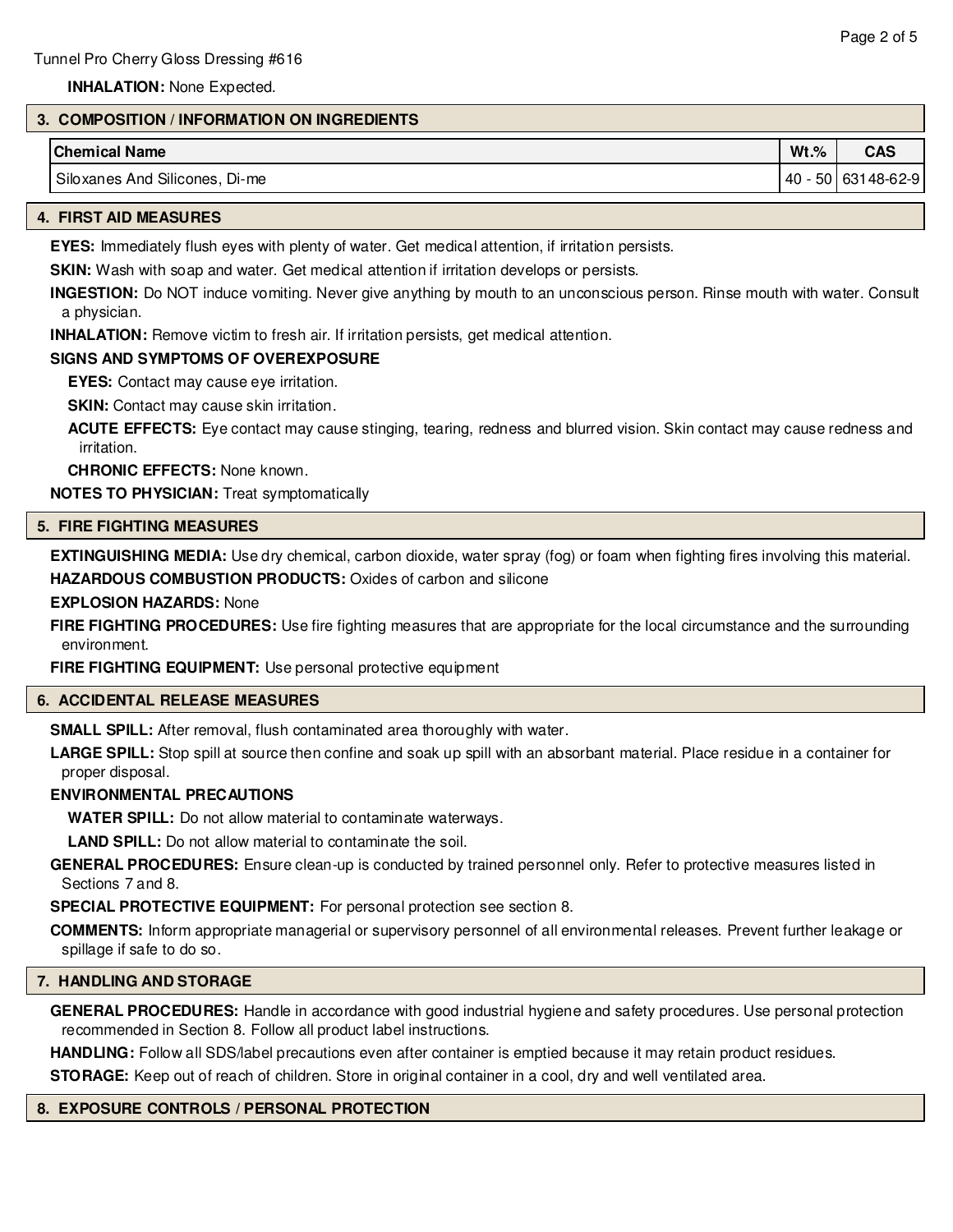**INHALATION:** None Expected.

## 3. COMPOSITION / INFORMATION ON INGREDIENTS

| Chemical Name | Wt.% | CAS |
|---|---|---|
| Siloxanes And Silicones, Di-me | 40 - 50 | 63148-62-9 |

## 4. FIRST AID MEASURES

**EYES:** Immediately flush eyes with plenty of water. Get medical attention, if irritation persists.

**SKIN:** Wash with soap and water. Get medical attention if irritation develops or persists.

**INGESTION:** Do NOT induce vomiting. Never give anything by mouth to an unconscious person. Rinse mouth with water. Consult a physician.

**INHALATION:** Remove victim to fresh air. If irritation persists, get medical attention.

**SIGNS AND SYMPTOMS OF OVEREXPOSURE**

**EYES:** Contact may cause eye irritation.

**SKIN:** Contact may cause skin irritation.

**ACUTE EFFECTS:** Eye contact may cause stinging, tearing, redness and blurred vision. Skin contact may cause redness and irritation.

**CHRONIC EFFECTS:** None known.

**NOTES TO PHYSICIAN:** Treat symptomatically

## 5. FIRE FIGHTING MEASURES

**EXTINGUISHING MEDIA:** Use dry chemical, carbon dioxide, water spray (fog) or foam when fighting fires involving this material.

**HAZARDOUS COMBUSTION PRODUCTS:** Oxides of carbon and silicone

**EXPLOSION HAZARDS:** None

**FIRE FIGHTING PROCEDURES:** Use fire fighting measures that are appropriate for the local circumstance and the surrounding environment.

**FIRE FIGHTING EQUIPMENT:** Use personal protective equipment

## 6. ACCIDENTAL RELEASE MEASURES

**SMALL SPILL:** After removal, flush contaminated area thoroughly with water.

**LARGE SPILL:** Stop spill at source then confine and soak up spill with an absorbant material. Place residue in a container for proper disposal.

**ENVIRONMENTAL PRECAUTIONS**

**WATER SPILL:** Do not allow material to contaminate waterways.

**LAND SPILL:** Do not allow material to contaminate the soil.

**GENERAL PROCEDURES:** Ensure clean-up is conducted by trained personnel only. Refer to protective measures listed in Sections 7 and 8.

**SPECIAL PROTECTIVE EQUIPMENT:** For personal protection see section 8.

**COMMENTS:** Inform appropriate managerial or supervisory personnel of all environmental releases. Prevent further leakage or spillage if safe to do so.

## 7. HANDLING AND STORAGE

**GENERAL PROCEDURES:** Handle in accordance with good industrial hygiene and safety procedures. Use personal protection recommended in Section 8. Follow all product label instructions.

**HANDLING:** Follow all SDS/label precautions even after container is emptied because it may retain product residues.

**STORAGE:** Keep out of reach of children. Store in original container in a cool, dry and well ventilated area.

## 8. EXPOSURE CONTROLS / PERSONAL PROTECTION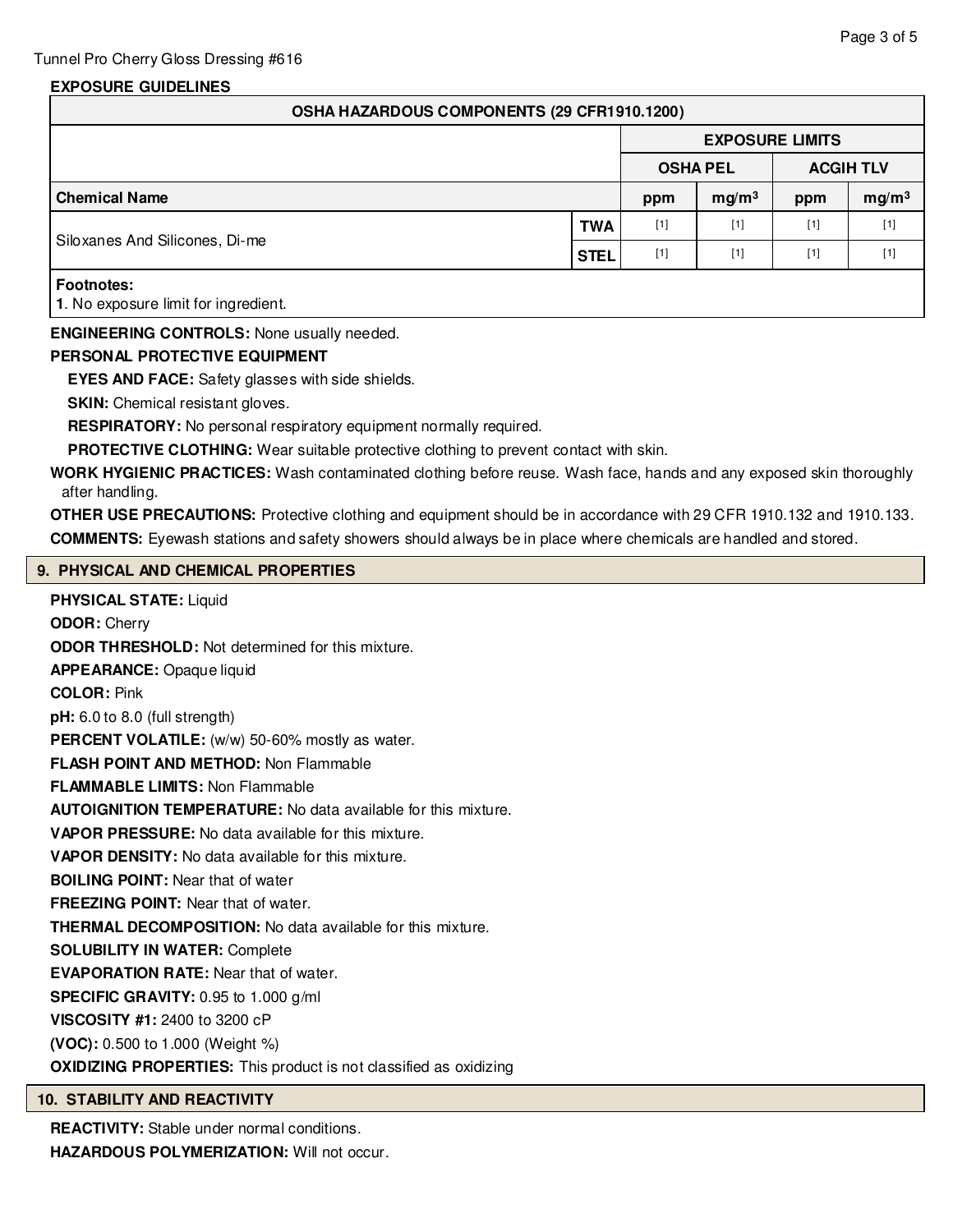**EXPOSURE GUIDELINES**

| OSHA HAZARDOUS COMPONENTS (29 CFR1910.1200) | | | | | |
|---|---|---|---|---|---|
| | | EXPOSURE LIMITS | | | |
| | | OSHA PEL | | ACGIH TLV | |
| **Chemical Name** | | ppm | mg/m³ | ppm | mg/m³ |
| Siloxanes And Silicones, Di-me | TWA | [1] | [1] | [1] | [1] |
| | STEL | [1] | [1] | [1] | [1] |

**Footnotes:**
**1**. No exposure limit for ingredient.

**ENGINEERING CONTROLS:** None usually needed.

**PERSONAL PROTECTIVE EQUIPMENT**

**EYES AND FACE:** Safety glasses with side shields.

**SKIN:** Chemical resistant gloves.

**RESPIRATORY:** No personal respiratory equipment normally required.

**PROTECTIVE CLOTHING:** Wear suitable protective clothing to prevent contact with skin.

**WORK HYGIENIC PRACTICES:** Wash contaminated clothing before reuse. Wash face, hands and any exposed skin thoroughly after handling.

**OTHER USE PRECAUTIONS:** Protective clothing and equipment should be in accordance with 29 CFR 1910.132 and 1910.133.

**COMMENTS:** Eyewash stations and safety showers should always be in place where chemicals are handled and stored.

## 9. PHYSICAL AND CHEMICAL PROPERTIES

**PHYSICAL STATE:** Liquid
**ODOR:** Cherry
**ODOR THRESHOLD:** Not determined for this mixture.
**APPEARANCE:** Opaque liquid
**COLOR:** Pink
**pH:** 6.0 to 8.0 (full strength)
**PERCENT VOLATILE:** (w/w) 50-60% mostly as water.
**FLASH POINT AND METHOD:** Non Flammable
**FLAMMABLE LIMITS:** Non Flammable
**AUTOIGNITION TEMPERATURE:** No data available for this mixture.
**VAPOR PRESSURE:** No data available for this mixture.
**VAPOR DENSITY:** No data available for this mixture.
**BOILING POINT:** Near that of water
**FREEZING POINT:** Near that of water.
**THERMAL DECOMPOSITION:** No data available for this mixture.
**SOLUBILITY IN WATER:** Complete
**EVAPORATION RATE:** Near that of water.
**SPECIFIC GRAVITY:** 0.95 to 1.000 g/ml
**VISCOSITY #1:** 2400 to 3200 cP
**(VOC):** 0.500 to 1.000 (Weight %)
**OXIDIZING PROPERTIES:** This product is not classified as oxidizing

## 10. STABILITY AND REACTIVITY

**REACTIVITY:** Stable under normal conditions.
**HAZARDOUS POLYMERIZATION:** Will not occur.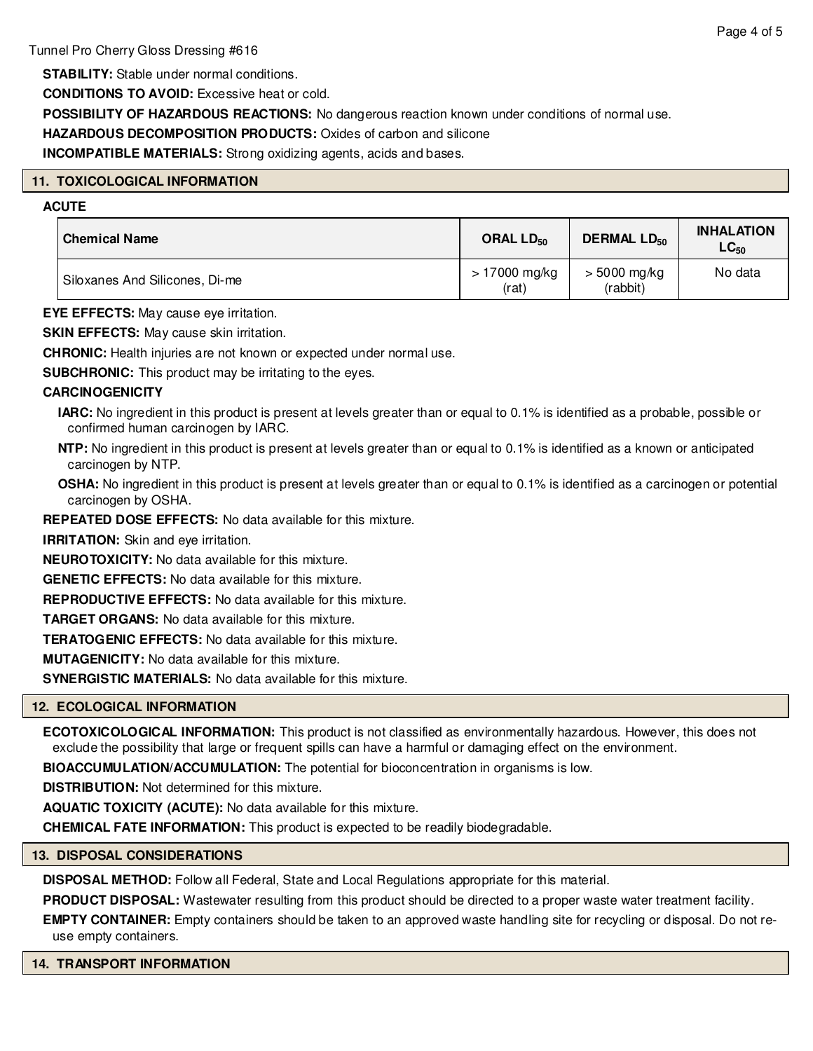**STABILITY:** Stable under normal conditions.

**CONDITIONS TO AVOID:** Excessive heat or cold.

**POSSIBILITY OF HAZARDOUS REACTIONS:** No dangerous reaction known under conditions of normal use.

**HAZARDOUS DECOMPOSITION PRODUCTS:** Oxides of carbon and silicone

**INCOMPATIBLE MATERIALS:** Strong oxidizing agents, acids and bases.

## 11. TOXICOLOGICAL INFORMATION

**ACUTE**

| Chemical Name | ORAL $LD_{50}$ | DERMAL $LD_{50}$ | INHALATION $LC_{50}$ |
|---|---|---|---|
| Siloxanes And Silicones, Di-me | > 17000 mg/kg (rat) | > 5000 mg/kg (rabbit) | No data |

**EYE EFFECTS:** May cause eye irritation.

**SKIN EFFECTS:** May cause skin irritation.

**CHRONIC:** Health injuries are not known or expected under normal use.

**SUBCHRONIC:** This product may be irritating to the eyes.

**CARCINOGENICITY**

**IARC:** No ingredient in this product is present at levels greater than or equal to 0.1% is identified as a probable, possible or confirmed human carcinogen by IARC.

**NTP:** No ingredient in this product is present at levels greater than or equal to 0.1% is identified as a known or anticipated carcinogen by NTP.

**OSHA:** No ingredient in this product is present at levels greater than or equal to 0.1% is identified as a carcinogen or potential carcinogen by OSHA.

**REPEATED DOSE EFFECTS:** No data available for this mixture.

**IRRITATION:** Skin and eye irritation.

**NEUROTOXICITY:** No data available for this mixture.

**GENETIC EFFECTS:** No data available for this mixture.

**REPRODUCTIVE EFFECTS:** No data available for this mixture.

**TARGET ORGANS:** No data available for this mixture.

**TERATOGENIC EFFECTS:** No data available for this mixture.

**MUTAGENICITY:** No data available for this mixture.

**SYNERGISTIC MATERIALS:** No data available for this mixture.

## 12. ECOLOGICAL INFORMATION

**ECOTOXICOLOGICAL INFORMATION:** This product is not classified as environmentally hazardous. However, this does not exclude the possibility that large or frequent spills can have a harmful or damaging effect on the environment.

**BIOACCUMULATION/ACCUMULATION:** The potential for bioconcentration in organisms is low.

**DISTRIBUTION:** Not determined for this mixture.

**AQUATIC TOXICITY (ACUTE):** No data available for this mixture.

**CHEMICAL FATE INFORMATION:** This product is expected to be readily biodegradable.

## 13. DISPOSAL CONSIDERATIONS

**DISPOSAL METHOD:** Follow all Federal, State and Local Regulations appropriate for this material.

**PRODUCT DISPOSAL:** Wastewater resulting from this product should be directed to a proper waste water treatment facility.

**EMPTY CONTAINER:** Empty containers should be taken to an approved waste handling site for recycling or disposal. Do not re-use empty containers.

## 14. TRANSPORT INFORMATION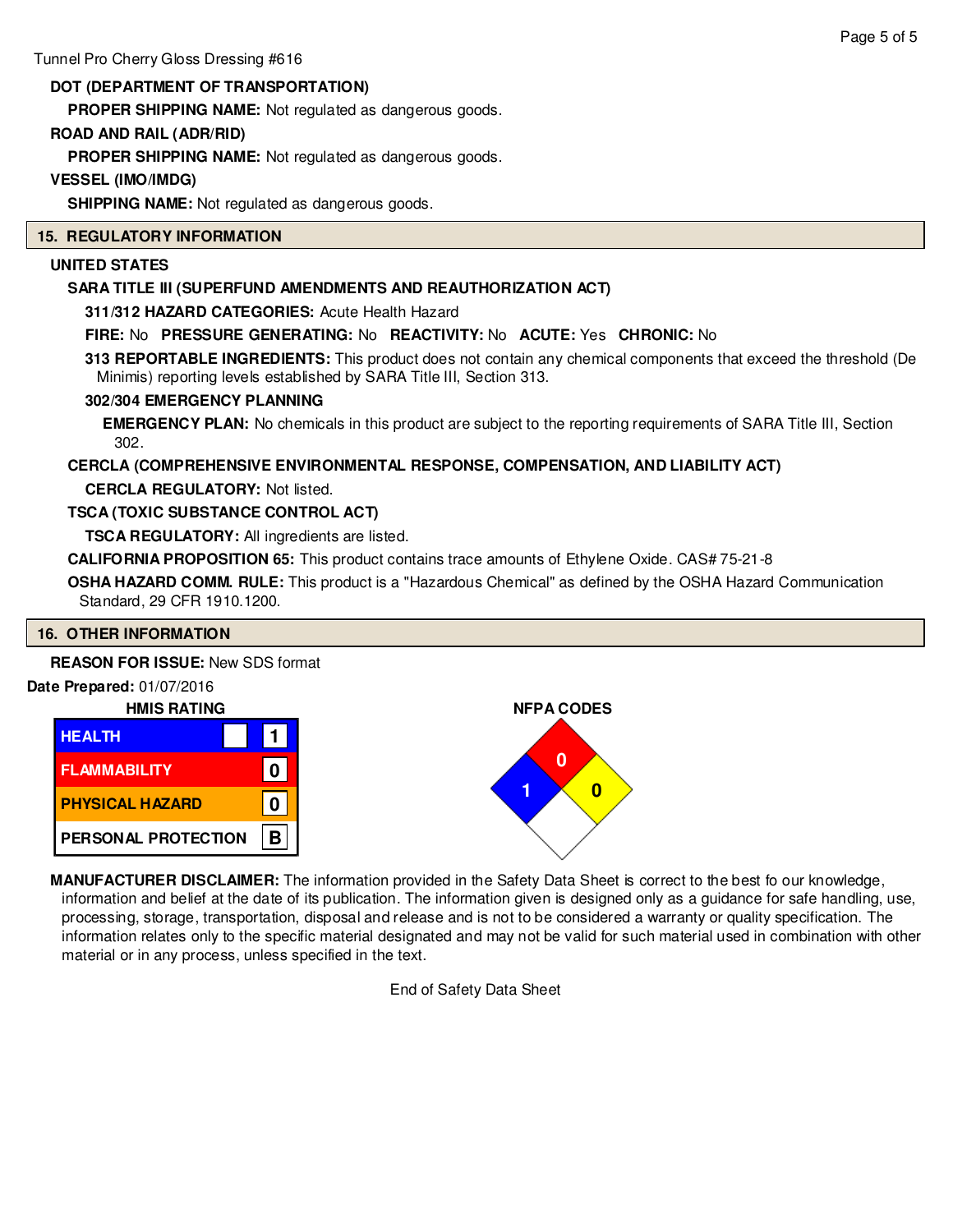Tunnel Pro Cherry Gloss Dressing #616

**DOT (DEPARTMENT OF TRANSPORTATION)**

**PROPER SHIPPING NAME:** Not regulated as dangerous goods.

**ROAD AND RAIL (ADR/RID)**

**PROPER SHIPPING NAME:** Not regulated as dangerous goods.

**VESSEL (IMO/IMDG)**

**SHIPPING NAME:** Not regulated as dangerous goods.

## 15. REGULATORY INFORMATION

**UNITED STATES**

**SARA TITLE III (SUPERFUND AMENDMENTS AND REAUTHORIZATION ACT)**

**311/312 HAZARD CATEGORIES:** Acute Health Hazard

**FIRE:** No **PRESSURE GENERATING:** No **REACTIVITY:** No **ACUTE:** Yes **CHRONIC:** No

**313 REPORTABLE INGREDIENTS:** This product does not contain any chemical components that exceed the threshold (De Minimis) reporting levels established by SARA Title III, Section 313.

**302/304 EMERGENCY PLANNING**

**EMERGENCY PLAN:** No chemicals in this product are subject to the reporting requirements of SARA Title III, Section 302.

**CERCLA (COMPREHENSIVE ENVIRONMENTAL RESPONSE, COMPENSATION, AND LIABILITY ACT)**

**CERCLA REGULATORY:** Not listed.

**TSCA (TOXIC SUBSTANCE CONTROL ACT)**

**TSCA REGULATORY:** All ingredients are listed.

**CALIFORNIA PROPOSITION 65:** This product contains trace amounts of Ethylene Oxide. CAS# 75-21-8

**OSHA HAZARD COMM. RULE:** This product is a "Hazardous Chemical" as defined by the OSHA Hazard Communication Standard, 29 CFR 1910.1200.

## 16. OTHER INFORMATION

**REASON FOR ISSUE:** New SDS format

**Date Prepared:** 01/07/2016

**HMIS RATING**

| | |
|---|---|
| HEALTH | 1 |
| FLAMMABILITY | 0 |
| PHYSICAL HAZARD | 0 |
| PERSONAL PROTECTION | B |

**NFPA CODES**

0

1

0

**MANUFACTURER DISCLAIMER:** The information provided in the Safety Data Sheet is correct to the best fo our knowledge, information and belief at the date of its publication. The information given is designed only as a guidance for safe handling, use, processing, storage, transportation, disposal and release and is not to be considered a warranty or quality specification. The information relates only to the specific material designated and may not be valid for such material used in combination with other material or in any process, unless specified in the text.

End of Safety Data Sheet